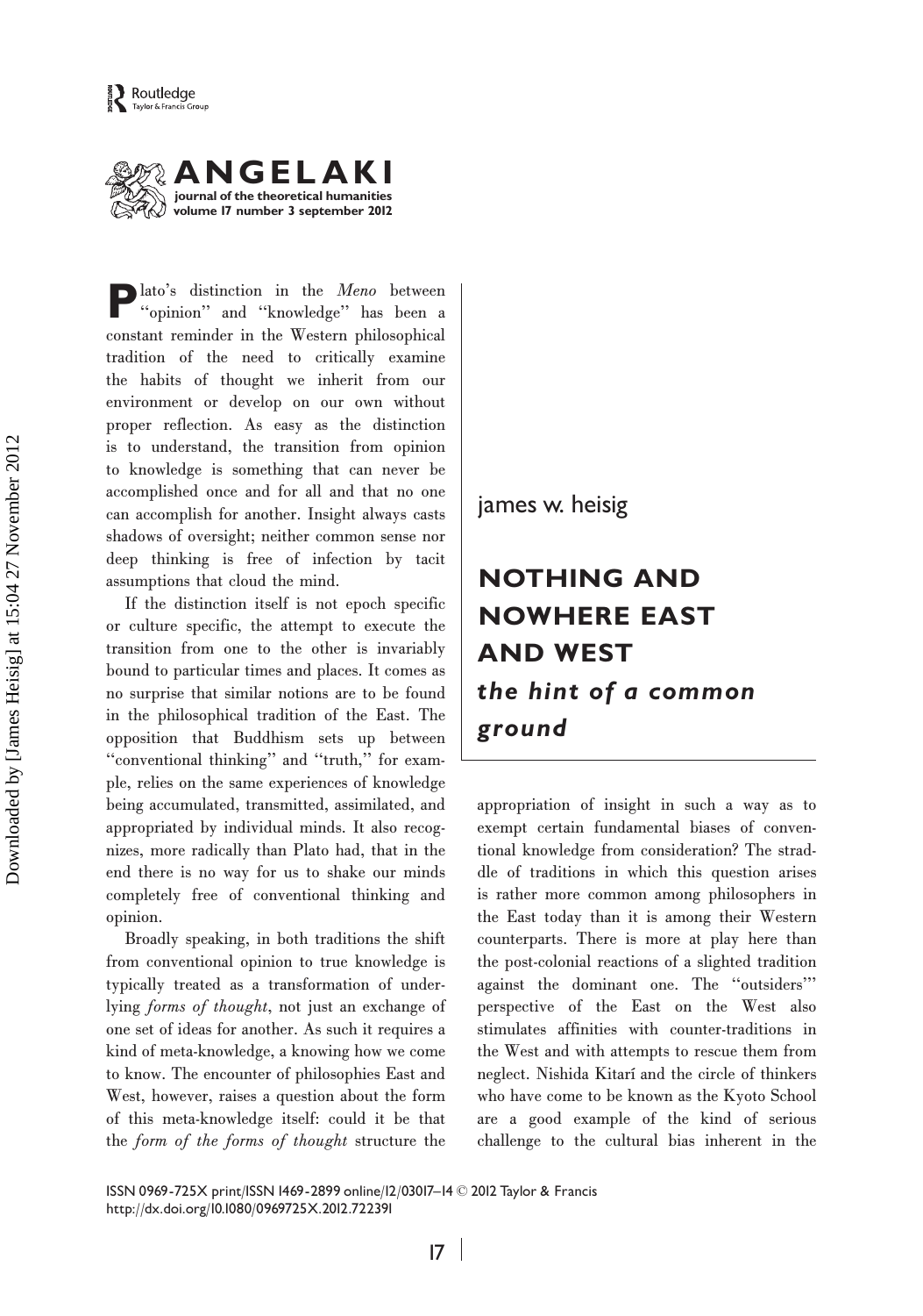james w. heisig

# NOTHING AND NOWHERE EAST AND WEST

## *the hint of a common ground*

Plato's distinction in the *Meno* between "opinion" and "knowledge" has been a constant reminder in the Western philosophical tradition of the need to critically examine the habits of thought we inherit from our environment or develop on our own without proper reflection. As easy as the distinction is to understand, the transition from opinion to knowledge is something that can never be accomplished once and for all and that no one can accomplish for another. Insight always casts shadows of oversight; neither common sense nor deep thinking is free of infection by tacit assumptions that cloud the mind.

If the distinction itself is not epoch specific or culture specific, the attempt to execute the transition from one to the other is invariably bound to particular times and places. It comes as no surprise that similar notions are to be found in the philosophical tradition of the East. The opposition that Buddhism sets up between "conventional thinking" and "truth," for example, relies on the same experiences of knowledge being accumulated, transmitted, assimilated, and appropriated by individual minds. It also recognizes, more radically than Plato had, that in the end there is no way for us to shake our minds completely free of conventional thinking and opinion.

Broadly speaking, in both traditions the shift from conventional opinion to true knowledge is typically treated as a transformation of underlying *forms of thought*, not just an exchange of one set of ideas for another. As such it requires a kind of meta-knowledge, a knowing how we come to know. The encounter of philosophies East and West, however, raises a question about the form of this meta-knowledge itself: could it be that the *form of the forms of thought* structure the appropriation of insight in such a way as to exempt certain fundamental biases of conventional knowledge from consideration? The straddle of traditions in which this question arises is rather more common among philosophers in the East today than it is among their Western counterparts. There is more at play here than the post-colonial reactions of a slighted tradition against the dominant one. The "outsiders'" perspective of the East on the West also stimulates affinities with counter-traditions in the West and with attempts to rescue them from neglect. Nishida Kitarí and the circle of thinkers who have come to be known as the Kyoto School are a good example of the kind of serious challenge to the cultural bias inherent in the

ISSN 0969-725X print/ISSN 1469-2899 online/12/030017–14 © 2012 Taylor & Francis
http://dx.doi.org/10.1080/0969725X.2012.722391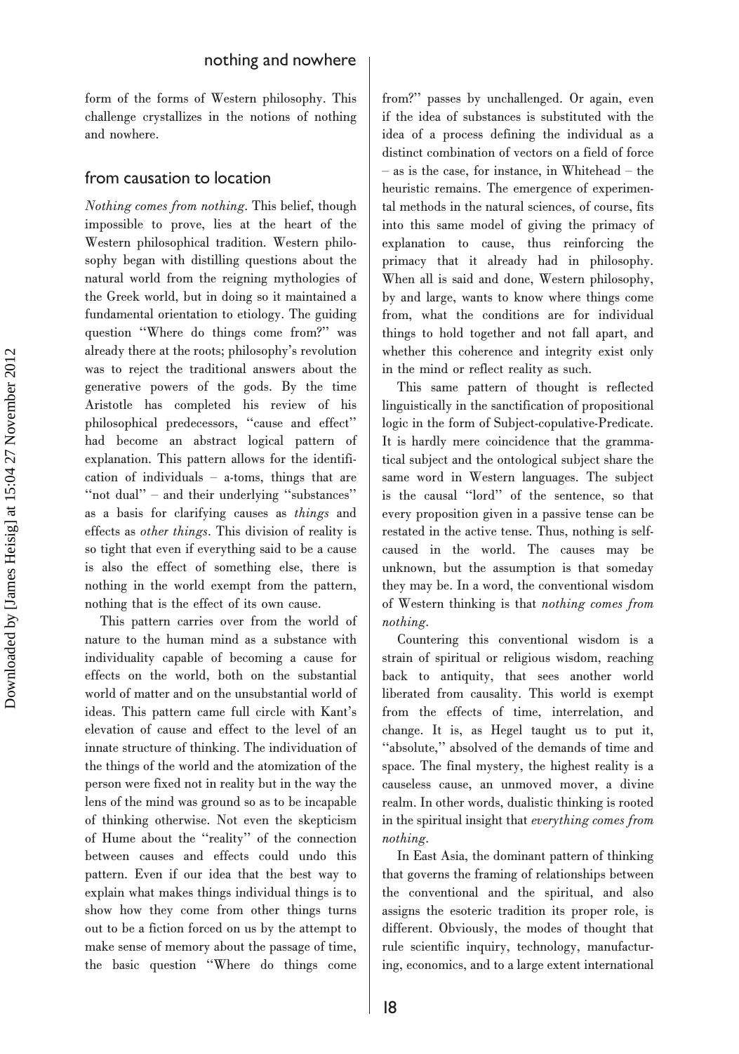form of the forms of Western philosophy. This challenge crystallizes in the notions of nothing and nowhere.

## from causation to location

*Nothing comes from nothing*. This belief, though impossible to prove, lies at the heart of the Western philosophical tradition. Western philosophy began with distilling questions about the natural world from the reigning mythologies of the Greek world, but in doing so it maintained a fundamental orientation to etiology. The guiding question "Where do things come from?" was already there at the roots; philosophy's revolution was to reject the traditional answers about the generative powers of the gods. By the time Aristotle has completed his review of his philosophical predecessors, "cause and effect" had become an abstract logical pattern of explanation. This pattern allows for the identification of individuals – a-toms, things that are "not dual" – and their underlying "substances" as a basis for clarifying causes as *things* and effects as *other things*. This division of reality is so tight that even if everything said to be a cause is also the effect of something else, there is nothing in the world exempt from the pattern, nothing that is the effect of its own cause.

This pattern carries over from the world of nature to the human mind as a substance with individuality capable of becoming a cause for effects on the world, both on the substantial world of matter and on the unsubstantial world of ideas. This pattern came full circle with Kant's elevation of cause and effect to the level of an innate structure of thinking. The individuation of the things of the world and the atomization of the person were fixed not in reality but in the way the lens of the mind was ground so as to be incapable of thinking otherwise. Not even the skepticism of Hume about the "reality" of the connection between causes and effects could undo this pattern. Even if our idea that the best way to explain what makes things individual things is to show how they come from other things turns out to be a fiction forced on us by the attempt to make sense of memory about the passage of time, the basic question "Where do things come from?" passes by unchallenged. Or again, even if the idea of substances is substituted with the idea of a process defining the individual as a distinct combination of vectors on a field of force – as is the case, for instance, in Whitehead – the heuristic remains. The emergence of experimental methods in the natural sciences, of course, fits into this same model of giving the primacy of explanation to cause, thus reinforcing the primacy that it already had in philosophy. When all is said and done, Western philosophy, by and large, wants to know where things come from, what the conditions are for individual things to hold together and not fall apart, and whether this coherence and integrity exist only in the mind or reflect reality as such.

This same pattern of thought is reflected linguistically in the sanctification of propositional logic in the form of Subject-copulative-Predicate. It is hardly mere coincidence that the grammatical subject and the ontological subject share the same word in Western languages. The subject is the causal "lord" of the sentence, so that every proposition given in a passive tense can be restated in the active tense. Thus, nothing is self-caused in the world. The causes may be unknown, but the assumption is that someday they may be. In a word, the conventional wisdom of Western thinking is that *nothing comes from nothing*.

Countering this conventional wisdom is a strain of spiritual or religious wisdom, reaching back to antiquity, that sees another world liberated from causality. This world is exempt from the effects of time, interrelation, and change. It is, as Hegel taught us to put it, "absolute," absolved of the demands of time and space. The final mystery, the highest reality is a causeless cause, an unmoved mover, a divine realm. In other words, dualistic thinking is rooted in the spiritual insight that *everything comes from nothing*.

In East Asia, the dominant pattern of thinking that governs the framing of relationships between the conventional and the spiritual, and also assigns the esoteric tradition its proper role, is different. Obviously, the modes of thought that rule scientific inquiry, technology, manufacturing, economics, and to a large extent international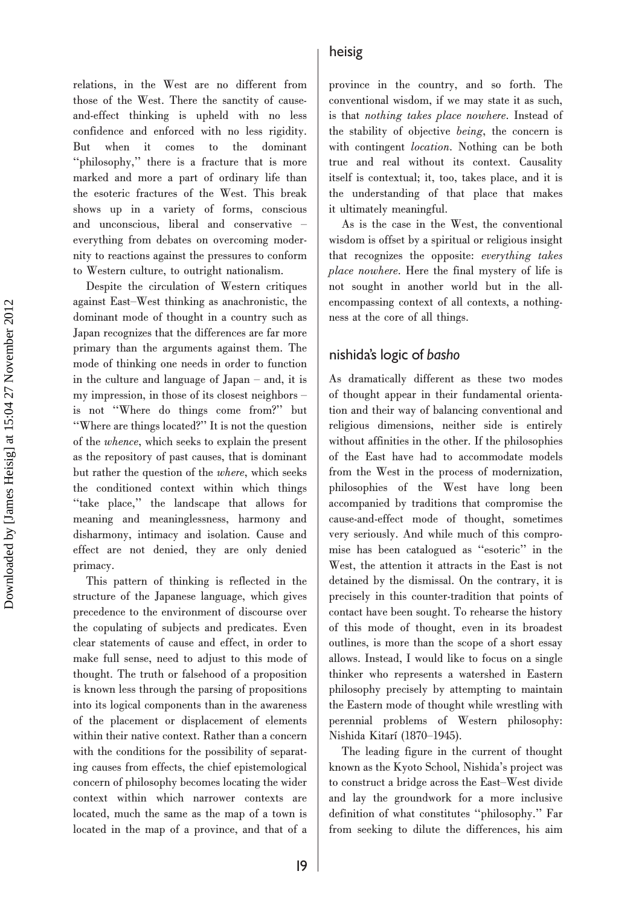relations, in the West are no different from those of the West. There the sanctity of cause-and-effect thinking is upheld with no less confidence and enforced with no less rigidity. But when it comes to the dominant "philosophy," there is a fracture that is more marked and more a part of ordinary life than the esoteric fractures of the West. This break shows up in a variety of forms, conscious and unconscious, liberal and conservative – everything from debates on overcoming modernity to reactions against the pressures to conform to Western culture, to outright nationalism.

Despite the circulation of Western critiques against East–West thinking as anachronistic, the dominant mode of thought in a country such as Japan recognizes that the differences are far more primary than the arguments against them. The mode of thinking one needs in order to function in the culture and language of Japan – and, it is my impression, in those of its closest neighbors – is not "Where do things come from?" but "Where are things located?" It is not the question of the *whence*, which seeks to explain the present as the repository of past causes, that is dominant but rather the question of the *where*, which seeks the conditioned context within which things "take place," the landscape that allows for meaning and meaninglessness, harmony and disharmony, intimacy and isolation. Cause and effect are not denied, they are only denied primacy.

This pattern of thinking is reflected in the structure of the Japanese language, which gives precedence to the environment of discourse over the copulating of subjects and predicates. Even clear statements of cause and effect, in order to make full sense, need to adjust to this mode of thought. The truth or falsehood of a proposition is known less through the parsing of propositions into its logical components than in the awareness of the placement or displacement of elements within their native context. Rather than a concern with the conditions for the possibility of separating causes from effects, the chief epistemological concern of philosophy becomes locating the wider context within which narrower contexts are located, much the same as the map of a town is located in the map of a province, and that of a province in the country, and so forth. The conventional wisdom, if we may state it as such, is that *nothing takes place nowhere*. Instead of the stability of objective *being*, the concern is with contingent *location*. Nothing can be both true and real without its context. Causality itself is contextual; it, too, takes place, and it is the understanding of that place that makes it ultimately meaningful.

As is the case in the West, the conventional wisdom is offset by a spiritual or religious insight that recognizes the opposite: *everything takes place nowhere*. Here the final mystery of life is not sought in another world but in the all-encompassing context of all contexts, a nothingness at the core of all things.

## nishida's logic of *basho*

As dramatically different as these two modes of thought appear in their fundamental orientation and their way of balancing conventional and religious dimensions, neither side is entirely without affinities in the other. If the philosophies of the East have had to accommodate models from the West in the process of modernization, philosophies of the West have long been accompanied by traditions that compromise the cause-and-effect mode of thought, sometimes very seriously. And while much of this compromise has been catalogued as "esoteric" in the West, the attention it attracts in the East is not detained by the dismissal. On the contrary, it is precisely in this counter-tradition that points of contact have been sought. To rehearse the history of this mode of thought, even in its broadest outlines, is more than the scope of a short essay allows. Instead, I would like to focus on a single thinker who represents a watershed in Eastern philosophy precisely by attempting to maintain the Eastern mode of thought while wrestling with perennial problems of Western philosophy: Nishida Kitarí (1870–1945).

The leading figure in the current of thought known as the Kyoto School, Nishida's project was to construct a bridge across the East–West divide and lay the groundwork for a more inclusive definition of what constitutes "philosophy." Far from seeking to dilute the differences, his aim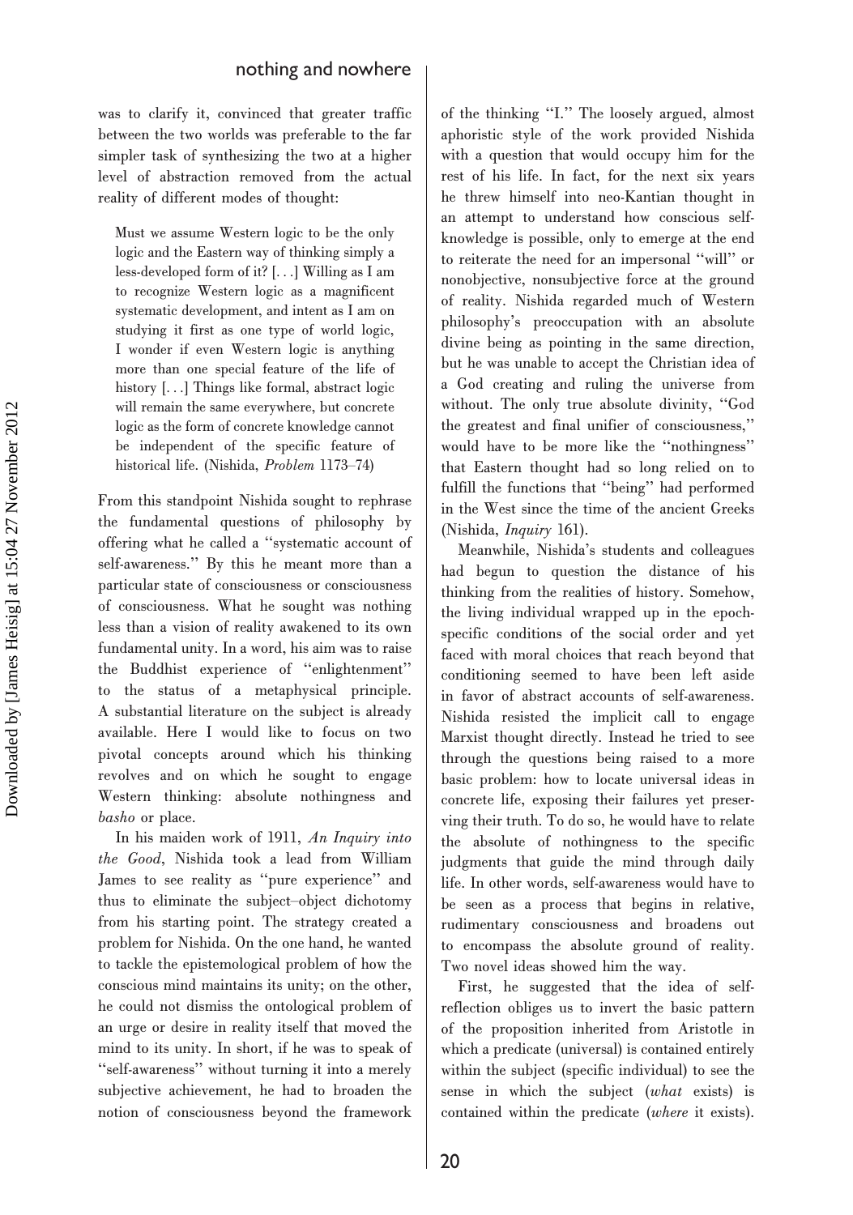was to clarify it, convinced that greater traffic between the two worlds was preferable to the far simpler task of synthesizing the two at a higher level of abstraction removed from the actual reality of different modes of thought:

> Must we assume Western logic to be the only logic and the Eastern way of thinking simply a less-developed form of it? [. . .] Willing as I am to recognize Western logic as a magnificent systematic development, and intent as I am on studying it first as one type of world logic, I wonder if even Western logic is anything more than one special feature of the life of history [. . .] Things like formal, abstract logic will remain the same everywhere, but concrete logic as the form of concrete knowledge cannot be independent of the specific feature of historical life. (Nishida, *Problem* 1173–74)

From this standpoint Nishida sought to rephrase the fundamental questions of philosophy by offering what he called a "systematic account of self-awareness." By this he meant more than a particular state of consciousness or consciousness of consciousness. What he sought was nothing less than a vision of reality awakened to its own fundamental unity. In a word, his aim was to raise the Buddhist experience of "enlightenment" to the status of a metaphysical principle. A substantial literature on the subject is already available. Here I would like to focus on two pivotal concepts around which his thinking revolves and on which he sought to engage Western thinking: absolute nothingness and *basho* or place.

In his maiden work of 1911, *An Inquiry into the Good*, Nishida took a lead from William James to see reality as "pure experience" and thus to eliminate the subject–object dichotomy from his starting point. The strategy created a problem for Nishida. On the one hand, he wanted to tackle the epistemological problem of how the conscious mind maintains its unity; on the other, he could not dismiss the ontological problem of an urge or desire in reality itself that moved the mind to its unity. In short, if he was to speak of "self-awareness" without turning it into a merely subjective achievement, he had to broaden the notion of consciousness beyond the framework of the thinking "I." The loosely argued, almost aphoristic style of the work provided Nishida with a question that would occupy him for the rest of his life. In fact, for the next six years he threw himself into neo-Kantian thought in an attempt to understand how conscious self-knowledge is possible, only to emerge at the end to reiterate the need for an impersonal "will" or nonobjective, nonsubjective force at the ground of reality. Nishida regarded much of Western philosophy's preoccupation with an absolute divine being as pointing in the same direction, but he was unable to accept the Christian idea of a God creating and ruling the universe from without. The only true absolute divinity, "God the greatest and final unifier of consciousness," would have to be more like the "nothingness" that Eastern thought had so long relied on to fulfill the functions that "being" had performed in the West since the time of the ancient Greeks (Nishida, *Inquiry* 161).

Meanwhile, Nishida's students and colleagues had begun to question the distance of his thinking from the realities of history. Somehow, the living individual wrapped up in the epoch-specific conditions of the social order and yet faced with moral choices that reach beyond that conditioning seemed to have been left aside in favor of abstract accounts of self-awareness. Nishida resisted the implicit call to engage Marxist thought directly. Instead he tried to see through the questions being raised to a more basic problem: how to locate universal ideas in concrete life, exposing their failures yet preserving their truth. To do so, he would have to relate the absolute of nothingness to the specific judgments that guide the mind through daily life. In other words, self-awareness would have to be seen as a process that begins in relative, rudimentary consciousness and broadens out to encompass the absolute ground of reality. Two novel ideas showed him the way.

First, he suggested that the idea of self-reflection obliges us to invert the basic pattern of the proposition inherited from Aristotle in which a predicate (universal) is contained entirely within the subject (specific individual) to see the sense in which the subject (*what* exists) is contained within the predicate (*where* it exists).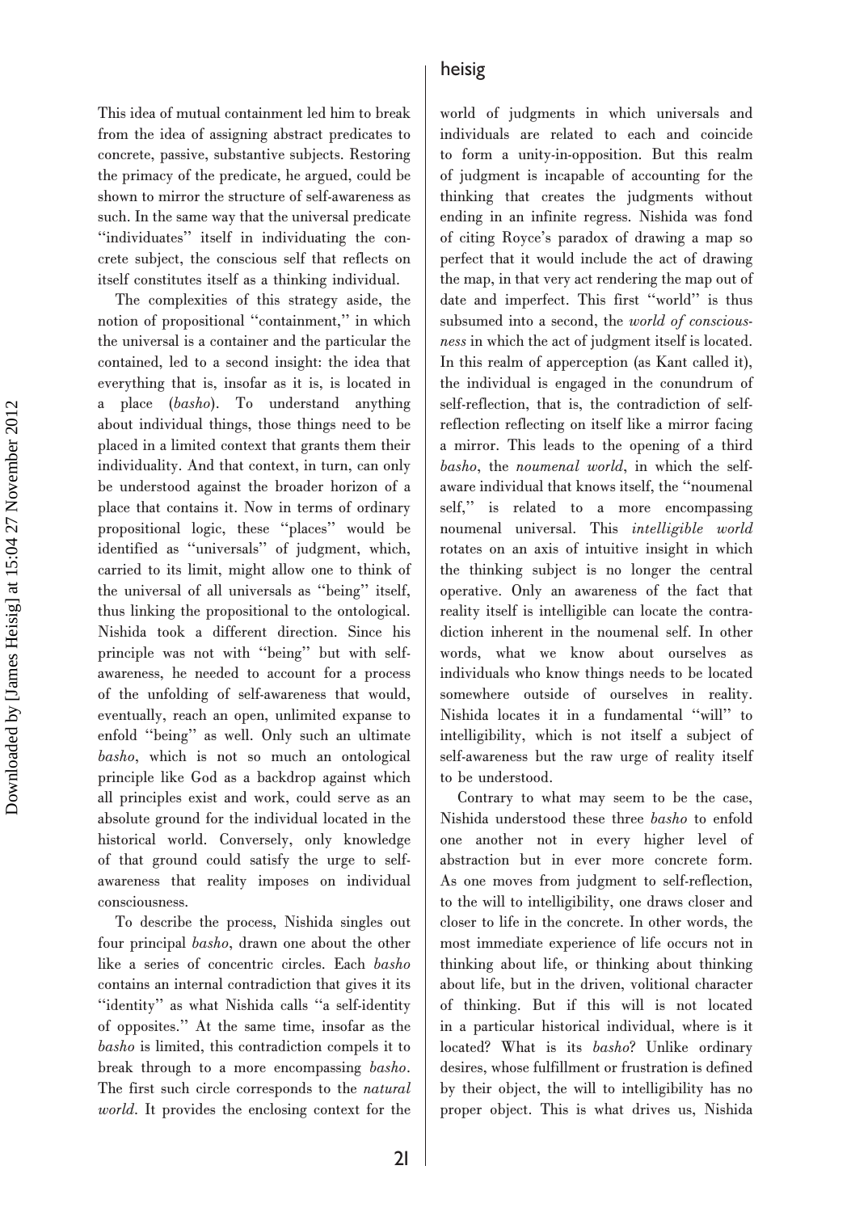This idea of mutual containment led him to break from the idea of assigning abstract predicates to concrete, passive, substantive subjects. Restoring the primacy of the predicate, he argued, could be shown to mirror the structure of self-awareness as such. In the same way that the universal predicate "individuates" itself in individuating the concrete subject, the conscious self that reflects on itself constitutes itself as a thinking individual.

The complexities of this strategy aside, the notion of propositional "containment," in which the universal is a container and the particular the contained, led to a second insight: the idea that everything that is, insofar as it is, is located in a place (*basho*). To understand anything about individual things, those things need to be placed in a limited context that grants them their individuality. And that context, in turn, can only be understood against the broader horizon of a place that contains it. Now in terms of ordinary propositional logic, these "places" would be identified as "universals" of judgment, which, carried to its limit, might allow one to think of the universal of all universals as "being" itself, thus linking the propositional to the ontological. Nishida took a different direction. Since his principle was not with "being" but with self-awareness, he needed to account for a process of the unfolding of self-awareness that would, eventually, reach an open, unlimited expanse to enfold "being" as well. Only such an ultimate *basho*, which is not so much an ontological principle like God as a backdrop against which all principles exist and work, could serve as an absolute ground for the individual located in the historical world. Conversely, only knowledge of that ground could satisfy the urge to self-awareness that reality imposes on individual consciousness.

To describe the process, Nishida singles out four principal *basho*, drawn one about the other like a series of concentric circles. Each *basho* contains an internal contradiction that gives it its "identity" as what Nishida calls "a self-identity of opposites." At the same time, insofar as the *basho* is limited, this contradiction compels it to break through to a more encompassing *basho*. The first such circle corresponds to the *natural world*. It provides the enclosing context for the world of judgments in which universals and individuals are related to each and coincide to form a unity-in-opposition. But this realm of judgment is incapable of accounting for the thinking that creates the judgments without ending in an infinite regress. Nishida was fond of citing Royce's paradox of drawing a map so perfect that it would include the act of drawing the map, in that very act rendering the map out of date and imperfect. This first "world" is thus subsumed into a second, the *world of consciousness* in which the act of judgment itself is located. In this realm of apperception (as Kant called it), the individual is engaged in the conundrum of self-reflection, that is, the contradiction of self-reflection reflecting on itself like a mirror facing a mirror. This leads to the opening of a third *basho*, the *noumenal world*, in which the self-aware individual that knows itself, the "noumenal self," is related to a more encompassing noumenal universal. This *intelligible world* rotates on an axis of intuitive insight in which the thinking subject is no longer the central operative. Only an awareness of the fact that reality itself is intelligible can locate the contradiction inherent in the noumenal self. In other words, what we know about ourselves as individuals who know things needs to be located somewhere outside of ourselves in reality. Nishida locates it in a fundamental "will" to intelligibility, which is not itself a subject of self-awareness but the raw urge of reality itself to be understood.

Contrary to what may seem to be the case, Nishida understood these three *basho* to enfold one another not in every higher level of abstraction but in ever more concrete form. As one moves from judgment to self-reflection, to the will to intelligibility, one draws closer and closer to life in the concrete. In other words, the most immediate experience of life occurs not in thinking about life, or thinking about thinking about life, but in the driven, volitional character of thinking. But if this will is not located in a particular historical individual, where is it located? What is its *basho*? Unlike ordinary desires, whose fulfillment or frustration is defined by their object, the will to intelligibility has no proper object. This is what drives us, Nishida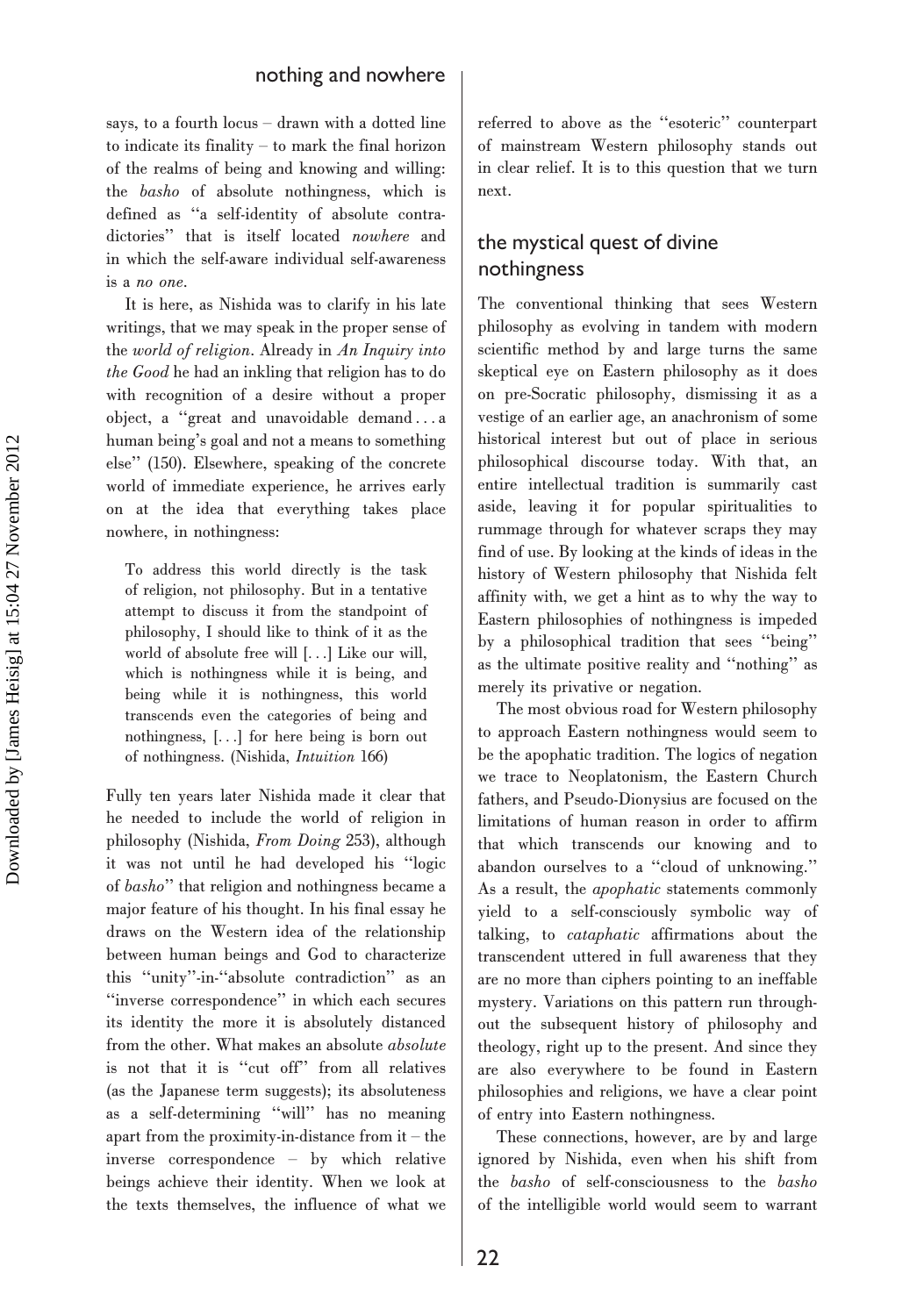says, to a fourth locus – drawn with a dotted line to indicate its finality – to mark the final horizon of the realms of being and knowing and willing: the *basho* of absolute nothingness, which is defined as "a self-identity of absolute contradictories" that is itself located *nowhere* and in which the self-aware individual self-awareness is a *no one*.

It is here, as Nishida was to clarify in his late writings, that we may speak in the proper sense of the *world of religion*. Already in *An Inquiry into the Good* he had an inkling that religion has to do with recognition of a desire without a proper object, a "great and unavoidable demand . . . a human being's goal and not a means to something else" (150). Elsewhere, speaking of the concrete world of immediate experience, he arrives early on at the idea that everything takes place nowhere, in nothingness:

> To address this world directly is the task of religion, not philosophy. But in a tentative attempt to discuss it from the standpoint of philosophy, I should like to think of it as the world of absolute free will [. . .] Like our will, which is nothingness while it is being, and being while it is nothingness, this world transcends even the categories of being and nothingness, [. . .] for here being is born out of nothingness. (Nishida, *Intuition* 166)

Fully ten years later Nishida made it clear that he needed to include the world of religion in philosophy (Nishida, *From Doing* 253), although it was not until he had developed his "logic of *basho*" that religion and nothingness became a major feature of his thought. In his final essay he draws on the Western idea of the relationship between human beings and God to characterize this "unity"-in-"absolute contradiction" as an "inverse correspondence" in which each secures its identity the more it is absolutely distanced from the other. What makes an absolute *absolute* is not that it is "cut off" from all relatives (as the Japanese term suggests); its absoluteness as a self-determining "will" has no meaning apart from the proximity-in-distance from it – the inverse correspondence – by which relative beings achieve their identity. When we look at the texts themselves, the influence of what we referred to above as the "esoteric" counterpart of mainstream Western philosophy stands out in clear relief. It is to this question that we turn next.

## the mystical quest of divine nothingness

The conventional thinking that sees Western philosophy as evolving in tandem with modern scientific method by and large turns the same skeptical eye on Eastern philosophy as it does on pre-Socratic philosophy, dismissing it as a vestige of an earlier age, an anachronism of some historical interest but out of place in serious philosophical discourse today. With that, an entire intellectual tradition is summarily cast aside, leaving it for popular spiritualities to rummage through for whatever scraps they may find of use. By looking at the kinds of ideas in the history of Western philosophy that Nishida felt affinity with, we get a hint as to why the way to Eastern philosophies of nothingness is impeded by a philosophical tradition that sees "being" as the ultimate positive reality and "nothing" as merely its privative or negation.

The most obvious road for Western philosophy to approach Eastern nothingness would seem to be the apophatic tradition. The logics of negation we trace to Neoplatonism, the Eastern Church fathers, and Pseudo-Dionysius are focused on the limitations of human reason in order to affirm that which transcends our knowing and to abandon ourselves to a "cloud of unknowing." As a result, the *apophatic* statements commonly yield to a self-consciously symbolic way of talking, to *cataphatic* affirmations about the transcendent uttered in full awareness that they are no more than ciphers pointing to an ineffable mystery. Variations on this pattern run throughout the subsequent history of philosophy and theology, right up to the present. And since they are also everywhere to be found in Eastern philosophies and religions, we have a clear point of entry into Eastern nothingness.

These connections, however, are by and large ignored by Nishida, even when his shift from the *basho* of self-consciousness to the *basho* of the intelligible world would seem to warrant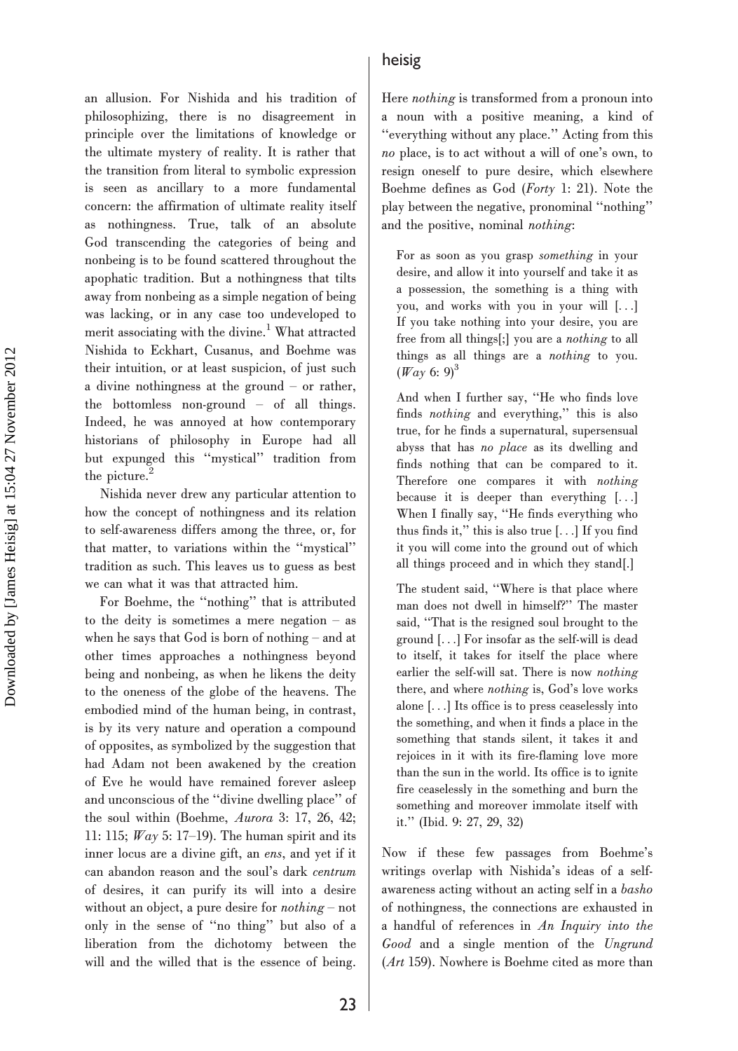an allusion. For Nishida and his tradition of philosophizing, there is no disagreement in principle over the limitations of knowledge or the ultimate mystery of reality. It is rather that the transition from literal to symbolic expression is seen as ancillary to a more fundamental concern: the affirmation of ultimate reality itself as nothingness. True, talk of an absolute God transcending the categories of being and nonbeing is to be found scattered throughout the apophatic tradition. But a nothingness that tilts away from nonbeing as a simple negation of being was lacking, or in any case too undeveloped to merit associating with the divine.[1] What attracted Nishida to Eckhart, Cusanus, and Boehme was their intuition, or at least suspicion, of just such a divine nothingness at the ground – or rather, the bottomless non-ground – of all things. Indeed, he was annoyed at how contemporary historians of philosophy in Europe had all but expunged this ''mystical'' tradition from the picture.[2]

Nishida never drew any particular attention to how the concept of nothingness and its relation to self-awareness differs among the three, or, for that matter, to variations within the ''mystical'' tradition as such. This leaves us to guess as best we can what it was that attracted him.

For Boehme, the ''nothing'' that is attributed to the deity is sometimes a mere negation – as when he says that God is born of nothing – and at other times approaches a nothingness beyond being and nonbeing, as when he likens the deity to the oneness of the globe of the heavens. The embodied mind of the human being, in contrast, is by its very nature and operation a compound of opposites, as symbolized by the suggestion that had Adam not been awakened by the creation of Eve he would have remained forever asleep and unconscious of the ''divine dwelling place'' of the soul within (Boehme, *Aurora* 3: 17, 26, 42; 11: 115; *Way* 5: 17–19). The human spirit and its inner locus are a divine gift, an *ens*, and yet if it can abandon reason and the soul's dark *centrum* of desires, it can purify its will into a desire without an object, a pure desire for *nothing* – not only in the sense of ''no thing'' but also of a liberation from the dichotomy between the will and the willed that is the essence of being. Here *nothing* is transformed from a pronoun into a noun with a positive meaning, a kind of ''everything without any place.'' Acting from this *no* place, is to act without a will of one's own, to resign oneself to pure desire, which elsewhere Boehme defines as God (*Forty* 1: 21). Note the play between the negative, pronominal ''nothing'' and the positive, nominal *nothing*:

> For as soon as you grasp *something* in your desire, and allow it into yourself and take it as a possession, the something is a thing with you, and works with you in your will [. . .] If you take nothing into your desire, you are free from all things[;] you are a *nothing* to all things as all things are a *nothing* to you. (*Way* 6: 9)[3]
>
> And when I further say, ''He who finds love finds *nothing* and everything,'' this is also true, for he finds a supernatural, supersensual abyss that has *no place* as its dwelling and finds nothing that can be compared to it. Therefore one compares it with *nothing* because it is deeper than everything [. . .] When I finally say, ''He finds everything who thus finds it,'' this is also true [. . .] If you find it you will come into the ground out of which all things proceed and in which they stand[.]
>
> The student said, ''Where is that place where man does not dwell in himself?'' The master said, ''That is the resigned soul brought to the ground [. . .] For insofar as the self-will is dead to itself, it takes for itself the place where earlier the self-will sat. There is now *nothing* there, and where *nothing* is, God's love works alone [. . .] Its office is to press ceaselessly into the something, and when it finds a place in the something that stands silent, it takes it and rejoices in it with its fire-flaming love more than the sun in the world. Its office is to ignite fire ceaselessly in the something and burn the something and moreover immolate itself with it.'' (Ibid. 9: 27, 29, 32)

Now if these few passages from Boehme's writings overlap with Nishida's ideas of a self-awareness acting without an acting self in a *basho* of nothingness, the connections are exhausted in a handful of references in *An Inquiry into the Good* and a single mention of the *Ungrund* (*Art* 159). Nowhere is Boehme cited as more than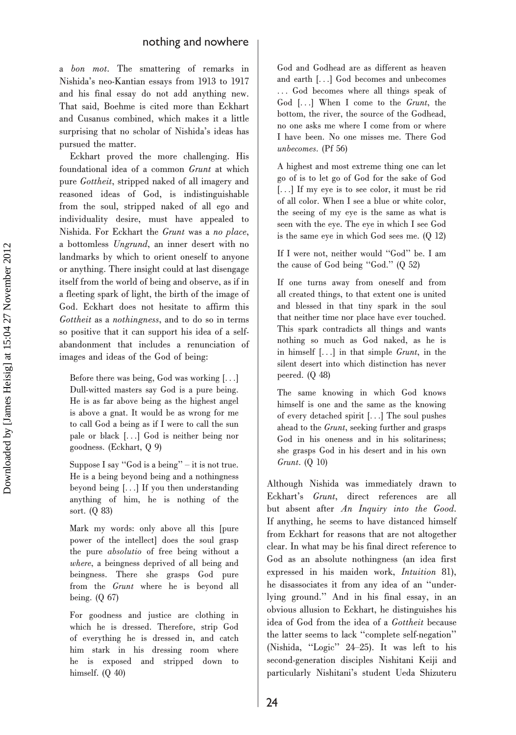a *bon mot*. The smattering of remarks in Nishida's neo-Kantian essays from 1913 to 1917 and his final essay do not add anything new. That said, Boehme is cited more than Eckhart and Cusanus combined, which makes it a little surprising that no scholar of Nishida's ideas has pursued the matter.

Eckhart proved the more challenging. His foundational idea of a common *Grunt* at which pure *Gottheit*, stripped naked of all imagery and reasoned ideas of God, is indistinguishable from the soul, stripped naked of all ego and individuality desire, must have appealed to Nishida. For Eckhart the *Grunt* was a *no place*, a bottomless *Ungrund*, an inner desert with no landmarks by which to orient oneself to anyone or anything. There insight could at last disengage itself from the world of being and observe, as if in a fleeting spark of light, the birth of the image of God. Eckhart does not hesitate to affirm this *Gottheit* as a *nothingness*, and to do so in terms so positive that it can support his idea of a self-abandonment that includes a renunciation of images and ideas of the God of being:

> Before there was being, God was working [...] Dull-witted masters say God is a pure being. He is as far above being as the highest angel is above a gnat. It would be as wrong for me to call God a being as if I were to call the sun pale or black [...] God is neither being nor goodness. (Eckhart, Q 9)

> Suppose I say "God is a being" – it is not true. He is a being beyond being and a nothingness beyond being [...] If you then understanding anything of him, he is nothing of the sort. (Q 83)

> Mark my words: only above all this [pure power of the intellect] does the soul grasp the pure *absolutio* of free being without a *where*, a beingness deprived of all being and beingness. There she grasps God pure from the *Grunt* where he is beyond all being. (Q 67)

> For goodness and justice are clothing in which he is dressed. Therefore, strip God of everything he is dressed in, and catch him stark in his dressing room where he is exposed and stripped down to himself. (Q 40)

> God and Godhead are as different as heaven and earth [...] God becomes and unbecomes ... God becomes where all things speak of God [...] When I come to the *Grunt*, the bottom, the river, the source of the Godhead, no one asks me where I come from or where I have been. No one misses me. There God *unbecomes*. (Pf 56)

> A highest and most extreme thing one can let go of is to let go of God for the sake of God [...] If my eye is to see color, it must be rid of all color. When I see a blue or white color, the seeing of my eye is the same as what is seen with the eye. The eye in which I see God is the same eye in which God sees me. (Q 12)

> If I were not, neither would "God" be. I am the cause of God being "God." (Q 52)

> If one turns away from oneself and from all created things, to that extent one is united and blessed in that tiny spark in the soul that neither time nor place have ever touched. This spark contradicts all things and wants nothing so much as God naked, as he is in himself [...] in that simple *Grunt*, in the silent desert into which distinction has never peered. (Q 48)

> The same knowing in which God knows himself is one and the same as the knowing of every detached spirit [...] The soul pushes ahead to the *Grunt*, seeking further and grasps God in his oneness and in his solitariness; she grasps God in his desert and in his own *Grunt*. (Q 10)

Although Nishida was immediately drawn to Eckhart's *Grunt*, direct references are all but absent after *An Inquiry into the Good*. If anything, he seems to have distanced himself from Eckhart for reasons that are not altogether clear. In what may be his final direct reference to God as an absolute nothingness (an idea first expressed in his maiden work, *Intuition* 81), he disassociates it from any idea of an "underlying ground." And in his final essay, in an obvious allusion to Eckhart, he distinguishes his idea of God from the idea of a *Gottheit* because the latter seems to lack "complete self-negation" (Nishida, "Logic" 24–25). It was left to his second-generation disciples Nishitani Keiji and particularly Nishitani's student Ueda Shizuteru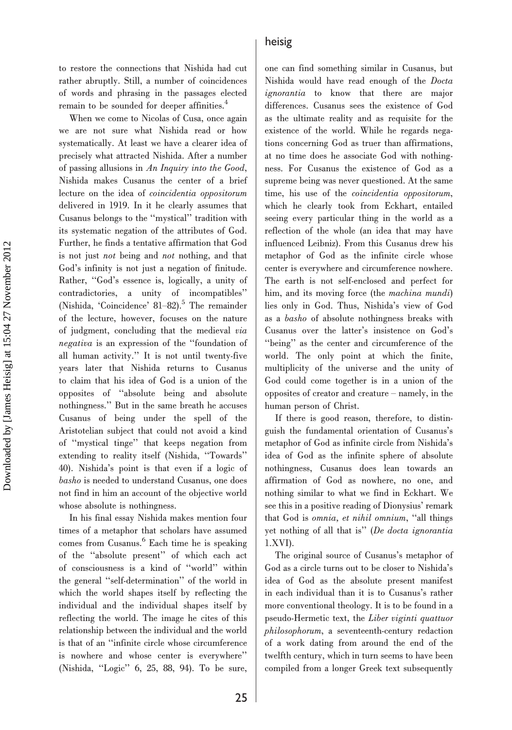to restore the connections that Nishida had cut rather abruptly. Still, a number of coincidences of words and phrasing in the passages elected remain to be sounded for deeper affinities.[4]

When we come to Nicolas of Cusa, once again we are not sure what Nishida read or how systematically. At least we have a clearer idea of precisely what attracted Nishida. After a number of passing allusions in *An Inquiry into the Good*, Nishida makes Cusanus the center of a brief lecture on the idea of *coincidentia oppositorum* delivered in 1919. In it he clearly assumes that Cusanus belongs to the "mystical" tradition with its systematic negation of the attributes of God. Further, he finds a tentative affirmation that God is not just *not* being and *not* nothing, and that God's infinity is not just a negation of finitude. Rather, "God's essence is, logically, a unity of contradictories, a unity of incompatibles" (Nishida, 'Coincidence' 81–82).[5] The remainder of the lecture, however, focuses on the nature of judgment, concluding that the medieval *via negativa* is an expression of the "foundation of all human activity." It is not until twenty-five years later that Nishida returns to Cusanus to claim that his idea of God is a union of the opposites of "absolute being and absolute nothingness." But in the same breath he accuses Cusanus of being under the spell of the Aristotelian subject that could not avoid a kind of "mystical tinge" that keeps negation from extending to reality itself (Nishida, "Towards" 40). Nishida's point is that even if a logic of *basho* is needed to understand Cusanus, one does not find in him an account of the objective world whose absolute is nothingness.

In his final essay Nishida makes mention four times of a metaphor that scholars have assumed comes from Cusanus.[6] Each time he is speaking of the "absolute present" of which each act of consciousness is a kind of "world" within the general "self-determination" of the world in which the world shapes itself by reflecting the individual and the individual shapes itself by reflecting the world. The image he cites of this relationship between the individual and the world is that of an "infinite circle whose circumference is nowhere and whose center is everywhere" (Nishida, "Logic" 6, 25, 88, 94). To be sure, one can find something similar in Cusanus, but Nishida would have read enough of the *Docta ignorantia* to know that there are major differences. Cusanus sees the existence of God as the ultimate reality and as requisite for the existence of the world. While he regards negations concerning God as truer than affirmations, at no time does he associate God with nothingness. For Cusanus the existence of God as a supreme being was never questioned. At the same time, his use of the *coincidentia oppositorum*, which he clearly took from Eckhart, entailed seeing every particular thing in the world as a reflection of the whole (an idea that may have influenced Leibniz). From this Cusanus drew his metaphor of God as the infinite circle whose center is everywhere and circumference nowhere. The earth is not self-enclosed and perfect for him, and its moving force (the *machina mundi*) lies only in God. Thus, Nishida's view of God as a *basho* of absolute nothingness breaks with Cusanus over the latter's insistence on God's "being" as the center and circumference of the world. The only point at which the finite, multiplicity of the universe and the unity of God could come together is in a union of the opposites of creator and creature – namely, in the human person of Christ.

If there is good reason, therefore, to distinguish the fundamental orientation of Cusanus's metaphor of God as infinite circle from Nishida's idea of God as the infinite sphere of absolute nothingness, Cusanus does lean towards an affirmation of God as nowhere, no one, and nothing similar to what we find in Eckhart. We see this in a positive reading of Dionysius' remark that God is *omnia, et nihil omnium*, "all things yet nothing of all that is" (*De docta ignorantia* 1.XVI).

The original source of Cusanus's metaphor of God as a circle turns out to be closer to Nishida's idea of God as the absolute present manifest in each individual than it is to Cusanus's rather more conventional theology. It is to be found in a pseudo-Hermetic text, the *Liber viginti quattuor philosophorum*, a seventeenth-century redaction of a work dating from around the end of the twelfth century, which in turn seems to have been compiled from a longer Greek text subsequently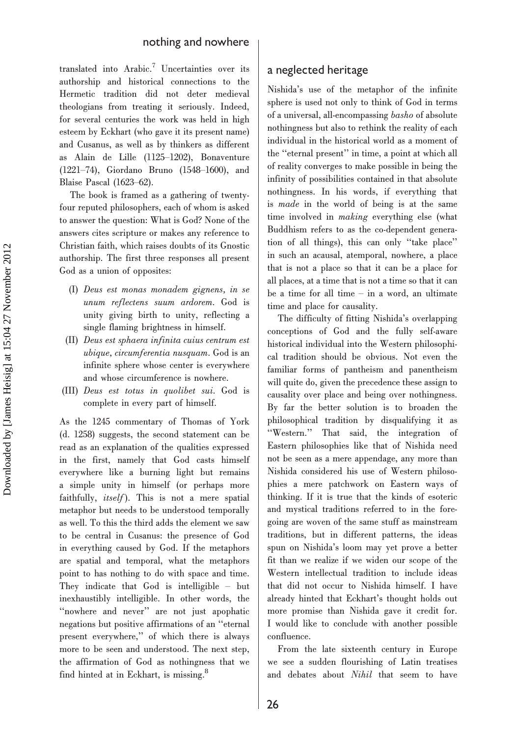translated into Arabic.[7] Uncertainties over its authorship and historical connections to the Hermetic tradition did not deter medieval theologians from treating it seriously. Indeed, for several centuries the work was held in high esteem by Eckhart (who gave it its present name) and Cusanus, as well as by thinkers as different as Alain de Lille (1125–1202), Bonaventure (1221–74), Giordano Bruno (1548–1600), and Blaise Pascal (1623–62).

The book is framed as a gathering of twenty-four reputed philosophers, each of whom is asked to answer the question: What is God? None of the answers cites scripture or makes any reference to Christian faith, which raises doubts of its Gnostic authorship. The first three responses all present God as a union of opposites:

(I) *Deus est monas monadem gignens, in se unum reflectens suum ardorem*. God is unity giving birth to unity, reflecting a single flaming brightness in himself.

(II) *Deus est sphaera infinita cuius centrum est ubique, circumferentia nusquam*. God is an infinite sphere whose center is everywhere and whose circumference is nowhere.

(III) *Deus est totus in quolibet sui*. God is complete in every part of himself.

As the 1245 commentary of Thomas of York (d. 1258) suggests, the second statement can be read as an explanation of the qualities expressed in the first, namely that God casts himself everywhere like a burning light but remains a simple unity in himself (or perhaps more faithfully, *itself*). This is not a mere spatial metaphor but needs to be understood temporally as well. To this the third adds the element we saw to be central in Cusanus: the presence of God in everything caused by God. If the metaphors are spatial and temporal, what the metaphors point to has nothing to do with space and time. They indicate that God is intelligible – but inexhaustibly intelligible. In other words, the "nowhere and never" are not just apophatic negations but positive affirmations of an "eternal present everywhere," of which there is always more to be seen and understood. The next step, the affirmation of God as nothingness that we find hinted at in Eckhart, is missing.[8]

## a neglected heritage

Nishida's use of the metaphor of the infinite sphere is used not only to think of God in terms of a universal, all-encompassing *basho* of absolute nothingness but also to rethink the reality of each individual in the historical world as a moment of the "eternal present" in time, a point at which all of reality converges to make possible in being the infinity of possibilities contained in that absolute nothingness. In his words, if everything that is *made* in the world of being is at the same time involved in *making* everything else (what Buddhism refers to as the co-dependent generation of all things), this can only "take place" in such an acausal, atemporal, nowhere, a place that is not a place so that it can be a place for all places, at a time that is not a time so that it can be a time for all time – in a word, an ultimate time and place for causality.

The difficulty of fitting Nishida's overlapping conceptions of God and the fully self-aware historical individual into the Western philosophical tradition should be obvious. Not even the familiar forms of pantheism and panentheism will quite do, given the precedence these assign to causality over place and being over nothingness. By far the better solution is to broaden the philosophical tradition by disqualifying it as "Western." That said, the integration of Eastern philosophies like that of Nishida need not be seen as a mere appendage, any more than Nishida considered his use of Western philosophies a mere patchwork on Eastern ways of thinking. If it is true that the kinds of esoteric and mystical traditions referred to in the foregoing are woven of the same stuff as mainstream traditions, but in different patterns, the ideas spun on Nishida's loom may yet prove a better fit than we realize if we widen our scope of the Western intellectual tradition to include ideas that did not occur to Nishida himself. I have already hinted that Eckhart's thought holds out more promise than Nishida gave it credit for. I would like to conclude with another possible confluence.

From the late sixteenth century in Europe we see a sudden flourishing of Latin treatises and debates about *Nihil* that seem to have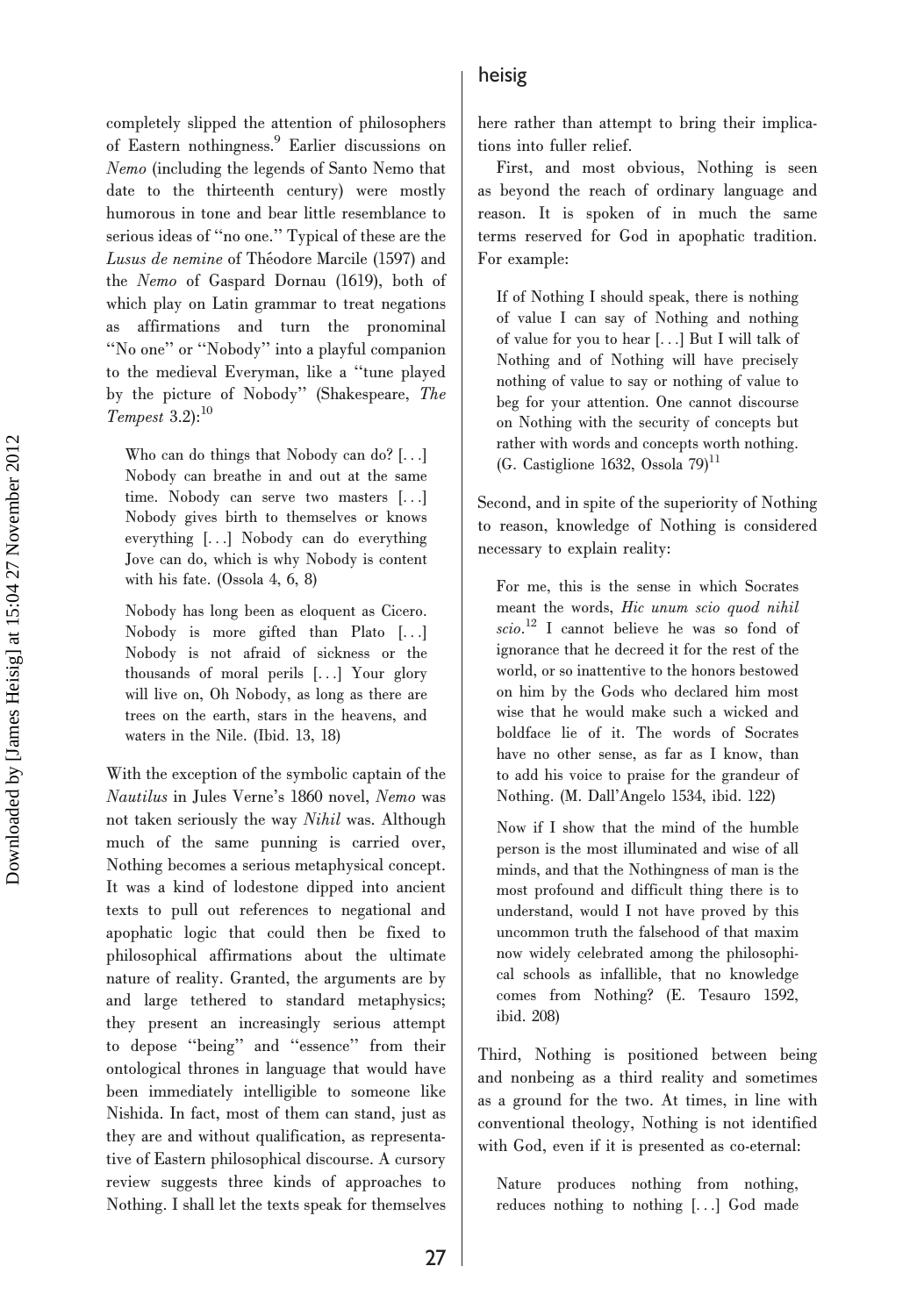completely slipped the attention of philosophers of Eastern nothingness.[9] Earlier discussions on *Nemo* (including the legends of Santo Nemo that date to the thirteenth century) were mostly humorous in tone and bear little resemblance to serious ideas of "no one." Typical of these are the *Lusus de nemine* of Théodore Marcile (1597) and the *Nemo* of Gaspard Dornau (1619), both of which play on Latin grammar to treat negations as affirmations and turn the pronominal "No one" or "Nobody" into a playful companion to the medieval Everyman, like a "tune played by the picture of Nobody" (Shakespeare, *The Tempest* 3.2):[10]

> Who can do things that Nobody can do? [...] Nobody can breathe in and out at the same time. Nobody can serve two masters [...] Nobody gives birth to themselves or knows everything [...] Nobody can do everything Jove can do, which is why Nobody is content with his fate. (Ossola 4, 6, 8)

> Nobody has long been as eloquent as Cicero. Nobody is more gifted than Plato [...] Nobody is not afraid of sickness or the thousands of moral perils [...] Your glory will live on, Oh Nobody, as long as there are trees on the earth, stars in the heavens, and waters in the Nile. (Ibid. 13, 18)

With the exception of the symbolic captain of the *Nautilus* in Jules Verne's 1860 novel, *Nemo* was not taken seriously the way *Nihil* was. Although much of the same punning is carried over, Nothing becomes a serious metaphysical concept. It was a kind of lodestone dipped into ancient texts to pull out references to negational and apophatic logic that could then be fixed to philosophical affirmations about the ultimate nature of reality. Granted, the arguments are by and large tethered to standard metaphysics; they present an increasingly serious attempt to depose "being" and "essence" from their ontological thrones in language that would have been immediately intelligible to someone like Nishida. In fact, most of them can stand, just as they are and without qualification, as representative of Eastern philosophical discourse. A cursory review suggests three kinds of approaches to Nothing. I shall let the texts speak for themselves here rather than attempt to bring their implications into fuller relief.

First, and most obvious, Nothing is seen as beyond the reach of ordinary language and reason. It is spoken of in much the same terms reserved for God in apophatic tradition. For example:

> If of Nothing I should speak, there is nothing of value I can say of Nothing and nothing of value for you to hear [...] But I will talk of Nothing and of Nothing will have precisely nothing of value to say or nothing of value to beg for your attention. One cannot discourse on Nothing with the security of concepts but rather with words and concepts worth nothing. (G. Castiglione 1632, Ossola 79)[11]

Second, and in spite of the superiority of Nothing to reason, knowledge of Nothing is considered necessary to explain reality:

> For me, this is the sense in which Socrates meant the words, *Hic unum scio quod nihil scio*.[12] I cannot believe he was so fond of ignorance that he decreed it for the rest of the world, or so inattentive to the honors bestowed on him by the Gods who declared him most wise that he would make such a wicked and boldface lie of it. The words of Socrates have no other sense, as far as I know, than to add his voice to praise for the grandeur of Nothing. (M. Dall'Angelo 1534, ibid. 122)

> Now if I show that the mind of the humble person is the most illuminated and wise of all minds, and that the Nothingness of man is the most profound and difficult thing there is to understand, would I not have proved by this uncommon truth the falsehood of that maxim now widely celebrated among the philosophical schools as infallible, that no knowledge comes from Nothing? (E. Tesauro 1592, ibid. 208)

Third, Nothing is positioned between being and nonbeing as a third reality and sometimes as a ground for the two. At times, in line with conventional theology, Nothing is not identified with God, even if it is presented as co-eternal:

> Nature produces nothing from nothing, reduces nothing to nothing [...] God made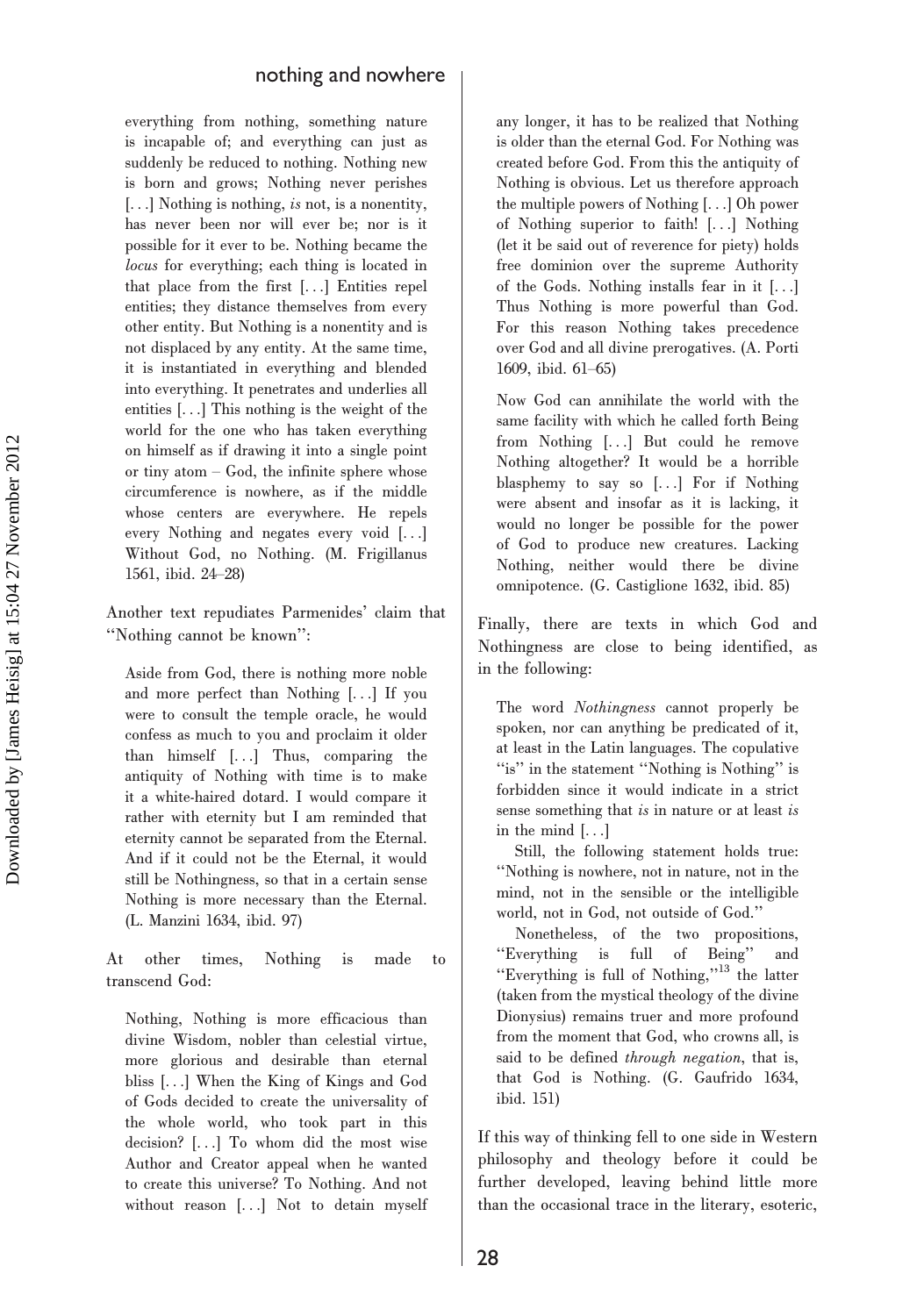everything from nothing, something nature is incapable of; and everything can just as suddenly be reduced to nothing. Nothing new is born and grows; Nothing never perishes [. . .] Nothing is nothing, *is* not, is a nonentity, has never been nor will ever be; nor is it possible for it ever to be. Nothing became the *locus* for everything; each thing is located in that place from the first [. . .] Entities repel entities; they distance themselves from every other entity. But Nothing is a nonentity and is not displaced by any entity. At the same time, it is instantiated in everything and blended into everything. It penetrates and underlies all entities [. . .] This nothing is the weight of the world for the one who has taken everything on himself as if drawing it into a single point or tiny atom – God, the infinite sphere whose circumference is nowhere, as if the middle whose centers are everywhere. He repels every Nothing and negates every void [. . .] Without God, no Nothing. (M. Frigillanus 1561, ibid. 24–28)

Another text repudiates Parmenides' claim that "Nothing cannot be known":

> Aside from God, there is nothing more noble and more perfect than Nothing [. . .] If you were to consult the temple oracle, he would confess as much to you and proclaim it older than himself [. . .] Thus, comparing the antiquity of Nothing with time is to make it a white-haired dotard. I would compare it rather with eternity but I am reminded that eternity cannot be separated from the Eternal. And if it could not be the Eternal, it would still be Nothingness, so that in a certain sense Nothing is more necessary than the Eternal. (L. Manzini 1634, ibid. 97)

At other times, Nothing is made to transcend God:

> Nothing, Nothing is more efficacious than divine Wisdom, nobler than celestial virtue, more glorious and desirable than eternal bliss [. . .] When the King of Kings and God of Gods decided to create the universality of the whole world, who took part in this decision? [. . .] To whom did the most wise Author and Creator appeal when he wanted to create this universe? To Nothing. And not without reason [. . .] Not to detain myself any longer, it has to be realized that Nothing is older than the eternal God. For Nothing was created before God. From this the antiquity of Nothing is obvious. Let us therefore approach the multiple powers of Nothing [. . .] Oh power of Nothing superior to faith! [. . .] Nothing (let it be said out of reverence for piety) holds free dominion over the supreme Authority of the Gods. Nothing installs fear in it [. . .] Thus Nothing is more powerful than God. For this reason Nothing takes precedence over God and all divine prerogatives. (A. Porti 1609, ibid. 61–65)

> Now God can annihilate the world with the same facility with which he called forth Being from Nothing [. . .] But could he remove Nothing altogether? It would be a horrible blasphemy to say so [. . .] For if Nothing were absent and insofar as it is lacking, it would no longer be possible for the power of God to produce new creatures. Lacking Nothing, neither would there be divine omnipotence. (G. Castiglione 1632, ibid. 85)

Finally, there are texts in which God and Nothingness are close to being identified, as in the following:

> The word *Nothingness* cannot properly be spoken, nor can anything be predicated of it, at least in the Latin languages. The copulative "is" in the statement "Nothing is Nothing" is forbidden since it would indicate in a strict sense something that *is* in nature or at least *is* in the mind [. . .]
>
> Still, the following statement holds true: "Nothing is nowhere, not in nature, not in the mind, not in the sensible or the intelligible world, not in God, not outside of God."
>
> Nonetheless, of the two propositions, "Everything is full of Being" and "Everything is full of Nothing,"[13] the latter (taken from the mystical theology of the divine Dionysius) remains truer and more profound from the moment that God, who crowns all, is said to be defined *through negation*, that is, that God is Nothing. (G. Gaufrido 1634, ibid. 151)

If this way of thinking fell to one side in Western philosophy and theology before it could be further developed, leaving behind little more than the occasional trace in the literary, esoteric,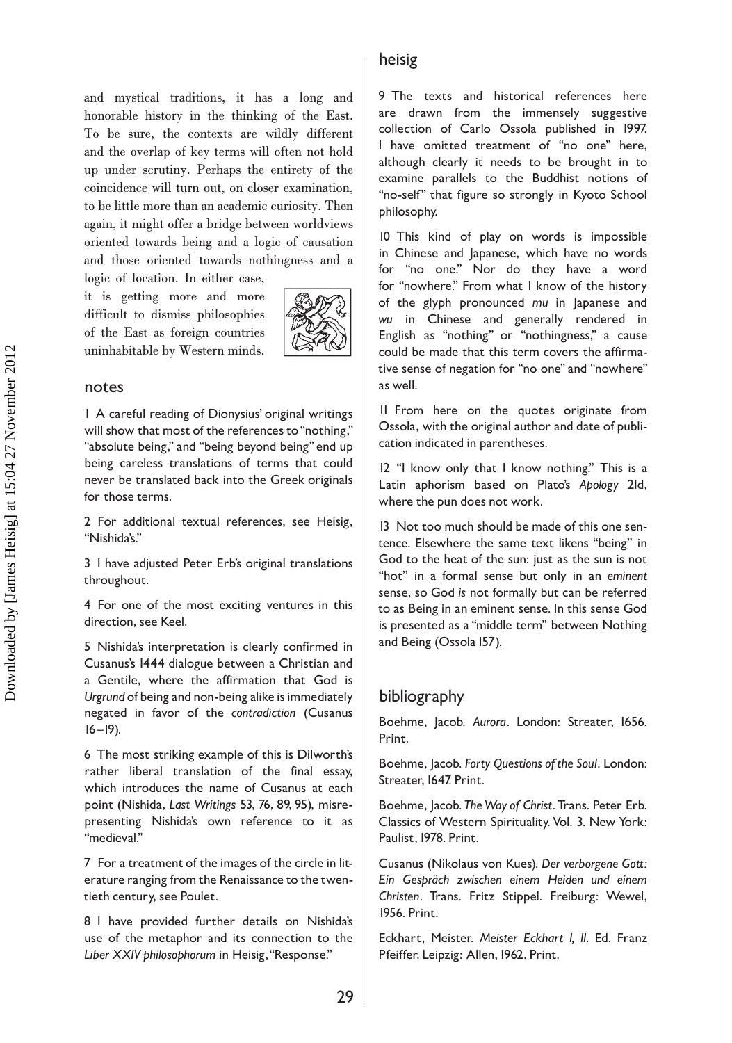and mystical traditions, it has a long and honorable history in the thinking of the East. To be sure, the contexts are wildly different and the overlap of key terms will often not hold up under scrutiny. Perhaps the entirety of the coincidence will turn out, on closer examination, to be little more than an academic curiosity. Then again, it might offer a bridge between worldviews oriented towards being and a logic of causation and those oriented towards nothingness and a logic of location. In either case, it is getting more and more difficult to dismiss philosophies of the East as foreign countries uninhabitable by Western minds.

## notes

1 A careful reading of Dionysius' original writings will show that most of the references to "nothing," "absolute being," and "being beyond being" end up being careless translations of terms that could never be translated back into the Greek originals for those terms.

2 For additional textual references, see Heisig, "Nishida's."

3 I have adjusted Peter Erb's original translations throughout.

4 For one of the most exciting ventures in this direction, see Keel.

5 Nishida's interpretation is clearly confirmed in Cusanus's 1444 dialogue between a Christian and a Gentile, where the affirmation that God is *Urgrund* of being and non-being alike is immediately negated in favor of the *contradiction* (Cusanus 16–19).

6 The most striking example of this is Dilworth's rather liberal translation of the final essay, which introduces the name of Cusanus at each point (Nishida, *Last Writings* 53, 76, 89, 95), misrepresenting Nishida's own reference to it as "medieval."

7 For a treatment of the images of the circle in literature ranging from the Renaissance to the twentieth century, see Poulet.

8 I have provided further details on Nishida's use of the metaphor and its connection to the *Liber XXIV philosophorum* in Heisig, "Response."

9 The texts and historical references here are drawn from the immensely suggestive collection of Carlo Ossola published in 1997. I have omitted treatment of "no one" here, although clearly it needs to be brought in to examine parallels to the Buddhist notions of "no-self" that figure so strongly in Kyoto School philosophy.

10 This kind of play on words is impossible in Chinese and Japanese, which have no words for "no one." Nor do they have a word for "nowhere." From what I know of the history of the glyph pronounced *mu* in Japanese and *wu* in Chinese and generally rendered in English as "nothing" or "nothingness," a cause could be made that this term covers the affirmative sense of negation for "no one" and "nowhere" as well.

11 From here on the quotes originate from Ossola, with the original author and date of publication indicated in parentheses.

12 "I know only that I know nothing." This is a Latin aphorism based on Plato's *Apology* 21d, where the pun does not work.

13 Not too much should be made of this one sentence. Elsewhere the same text likens "being" in God to the heat of the sun: just as the sun is not "hot" in a formal sense but only in an *eminent* sense, so God *is* not formally but can be referred to as Being in an eminent sense. In this sense God is presented as a "middle term" between Nothing and Being (Ossola 157).

## bibliography

Boehme, Jacob. *Aurora*. London: Streater, 1656. Print.

Boehme, Jacob. *Forty Questions of the Soul*. London: Streater, 1647. Print.

Boehme, Jacob. *The Way of Christ*. Trans. Peter Erb. Classics of Western Spirituality. Vol. 3. New York: Paulist, 1978. Print.

Cusanus (Nikolaus von Kues). *Der verborgene Gott: Ein Gespräch zwischen einem Heiden und einem Christen*. Trans. Fritz Stippel. Freiburg: Wewel, 1956. Print.

Eckhart, Meister. *Meister Eckhart I, II*. Ed. Franz Pfeiffer. Leipzig: Allen, 1962. Print.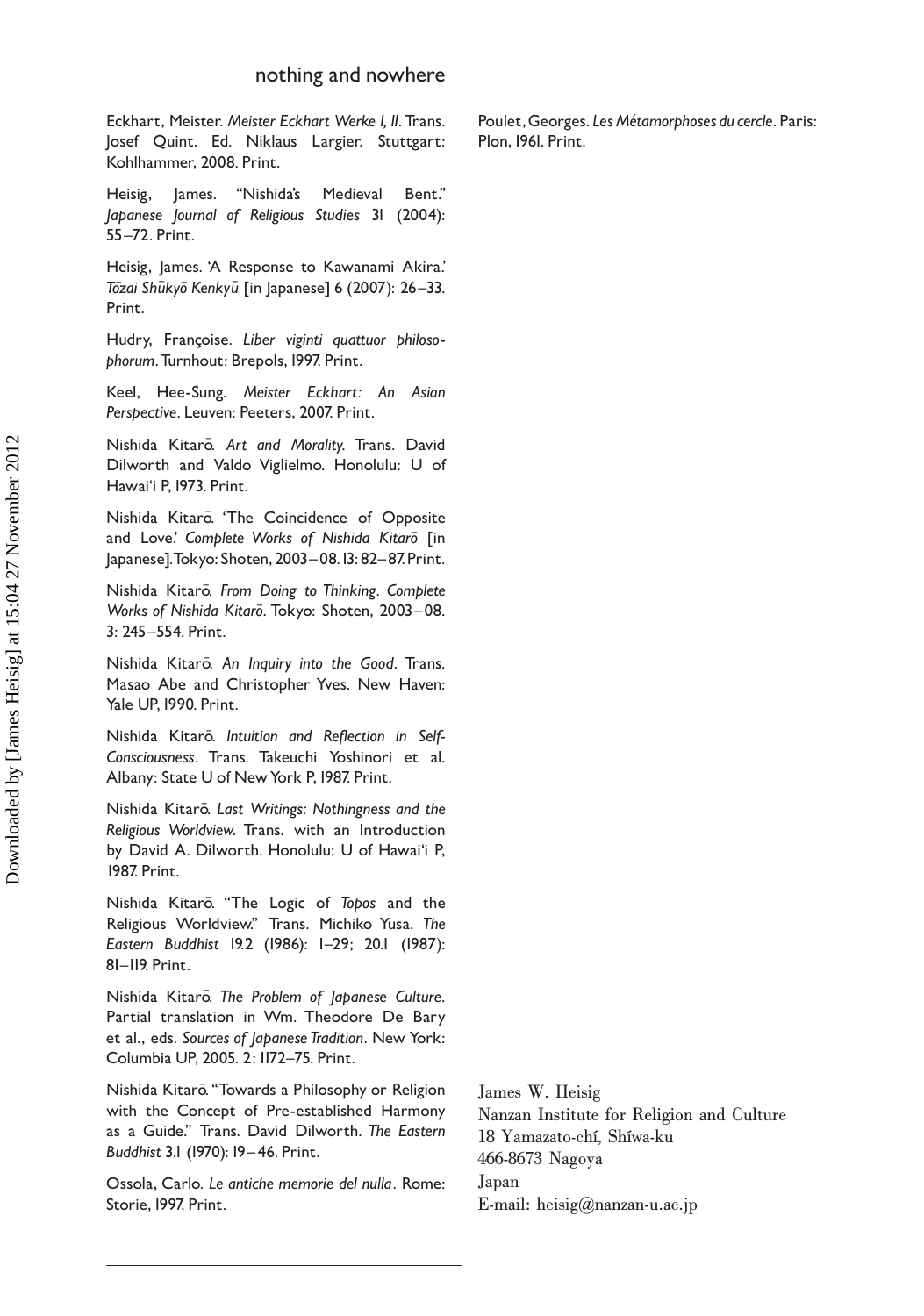Eckhart, Meister. *Meister Eckhart Werke I, II*. Trans. Josef Quint. Ed. Niklaus Largier. Stuttgart: Kohlhammer, 2008. Print.

Heisig, James. "Nishida's Medieval Bent." *Japanese Journal of Religious Studies* 31 (2004): 55–72. Print.

Heisig, James. 'A Response to Kawanami Akira.' *Tōzai Shūkyō Kenkyū* [in Japanese] 6 (2007): 26–33. Print.

Hudry, Françoise. *Liber viginti quattuor philosophorum*. Turnhout: Brepols, 1997. Print.

Keel, Hee-Sung. *Meister Eckhart: An Asian Perspective*. Leuven: Peeters, 2007. Print.

Nishida Kitarō. *Art and Morality*. Trans. David Dilworth and Valdo Viglielmo. Honolulu: U of Hawai'i P, 1973. Print.

Nishida Kitarō. 'The Coincidence of Opposite and Love.' *Complete Works of Nishida Kitarō* [in Japanese]. Tokyo: Shoten, 2003–08. 13: 82–87. Print.

Nishida Kitarō. *From Doing to Thinking*. *Complete Works of Nishida Kitarō*. Tokyo: Shoten, 2003–08. 3: 245–554. Print.

Nishida Kitarō. *An Inquiry into the Good*. Trans. Masao Abe and Christopher Yves. New Haven: Yale UP, 1990. Print.

Nishida Kitarō. *Intuition and Reflection in Self-Consciousness*. Trans. Takeuchi Yoshinori et al. Albany: State U of New York P, 1987. Print.

Nishida Kitarō. *Last Writings: Nothingness and the Religious Worldview*. Trans. with an Introduction by David A. Dilworth. Honolulu: U of Hawai'i P, 1987. Print.

Nishida Kitarō. "The Logic of *Topos* and the Religious Worldview." Trans. Michiko Yusa. *The Eastern Buddhist* 19.2 (1986): 1–29; 20.1 (1987): 81–119. Print.

Nishida Kitarō. *The Problem of Japanese Culture*. Partial translation in Wm. Theodore De Bary et al., eds. *Sources of Japanese Tradition*. New York: Columbia UP, 2005. 2: 1172–75. Print.

Nishida Kitarō. "Towards a Philosophy or Religion with the Concept of Pre-established Harmony as a Guide." Trans. David Dilworth. *The Eastern Buddhist* 3.1 (1970): 19–46. Print.

Ossola, Carlo. *Le antiche memorie del nulla*. Rome: Storie, 1997. Print.

Poulet, Georges. *Les Métamorphoses du cercle*. Paris: Plon, 1961. Print.

James W. Heisig
Nanzan Institute for Religion and Culture
18 Yamazato-chí, Shíwa-ku
466-8673 Nagoya
Japan
E-mail: heisig@nanzan-u.ac.jp